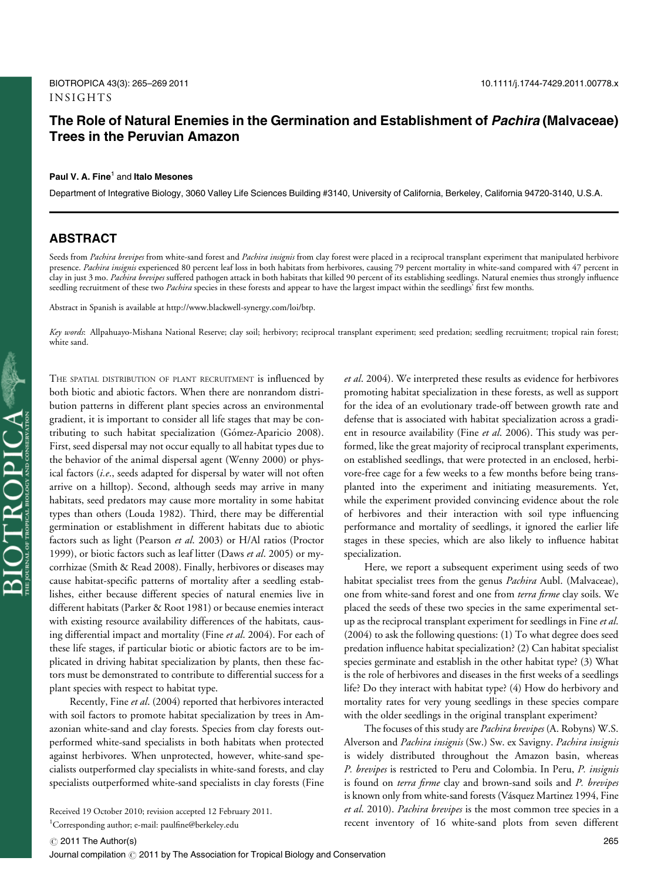INSIGHTS

# The Role of Natural Enemies in the Germination and Establishment of *Pachira* (Malvaceae) Trees in the Peruvian Amazon

**Paul V. A. Fine**[1] **and Italo Mesones**

Department of Integrative Biology, 3060 Valley Life Sciences Building #3140, University of California, Berkeley, California 94720-3140, U.S.A.

## ABSTRACT

Seeds from *Pachira brevipes* from white-sand forest and *Pachira insignis* from clay forest were placed in a reciprocal transplant experiment that manipulated herbivore presence. *Pachira insignis* experienced 80 percent leaf loss in both habitats from herbivores, causing 79 percent mortality in white-sand compared with 47 percent in clay in just 3 mo. *Pachira brevipes* suffered pathogen attack in both habitats that killed 90 percent of its establishing seedlings. Natural enemies thus strongly influence seedling recruitment of these two *Pachira* species in these forests and appear to have the largest impact within the seedlings' first few months.

Abstract in Spanish is available at http://www.blackwell-synergy.com/loi/btp.

*Key words*: Allpahuayo-Mishana National Reserve; clay soil; herbivory; reciprocal transplant experiment; seed predation; seedling recruitment; tropical rain forest; white sand.

THE SPATIAL DISTRIBUTION OF PLANT RECRUITMENT is influenced by both biotic and abiotic factors. When there are nonrandom distribution patterns in different plant species across an environmental gradient, it is important to consider all life stages that may be contributing to such habitat specialization (Gómez-Aparicio 2008). First, seed dispersal may not occur equally to all habitat types due to the behavior of the animal dispersal agent (Wenny 2000) or physical factors (*i.e.*, seeds adapted for dispersal by water will not often arrive on a hilltop). Second, although seeds may arrive in many habitats, seed predators may cause more mortality in some habitat types than others (Louda 1982). Third, there may be differential germination or establishment in different habitats due to abiotic factors such as light (Pearson *et al*. 2003) or H/Al ratios (Proctor 1999), or biotic factors such as leaf litter (Daws *et al*. 2005) or mycorrhizae (Smith & Read 2008). Finally, herbivores or diseases may cause habitat-specific patterns of mortality after a seedling establishes, either because different species of natural enemies live in different habitats (Parker & Root 1981) or because enemies interact with existing resource availability differences of the habitats, causing differential impact and mortality (Fine *et al*. 2004). For each of these life stages, if particular biotic or abiotic factors are to be implicated in driving habitat specialization by plants, then these factors must be demonstrated to contribute to differential success for a plant species with respect to habitat type.

Recently, Fine *et al*. (2004) reported that herbivores interacted with soil factors to promote habitat specialization by trees in Amazonian white-sand and clay forests. Species from clay forests outperformed white-sand specialists in both habitats when protected against herbivores. When unprotected, however, white-sand specialists outperformed clay specialists in white-sand forests, and clay specialists outperformed white-sand specialists in clay forests (Fine *et al*. 2004). We interpreted these results as evidence for herbivores promoting habitat specialization in these forests, as well as support for the idea of an evolutionary trade-off between growth rate and defense that is associated with habitat specialization across a gradient in resource availability (Fine *et al*. 2006). This study was performed, like the great majority of reciprocal transplant experiments, on established seedlings, that were protected in an enclosed, herbivore-free cage for a few weeks to a few months before being transplanted into the experiment and initiating measurements. Yet, while the experiment provided convincing evidence about the role of herbivores and their interaction with soil type influencing performance and mortality of seedlings, it ignored the earlier life stages in these species, which are also likely to influence habitat specialization.

Here, we report a subsequent experiment using seeds of two habitat specialist trees from the genus *Pachira* Aubl. (Malvaceae), one from white-sand forest and one from *terra firme* clay soils. We placed the seeds of these two species in the same experimental setup as the reciprocal transplant experiment for seedlings in Fine *et al*. (2004) to ask the following questions: (1) To what degree does seed predation influence habitat specialization? (2) Can habitat specialist species germinate and establish in the other habitat type? (3) What is the role of herbivores and diseases in the first weeks of a seedlings life? Do they interact with habitat type? (4) How do herbivory and mortality rates for very young seedlings in these species compare with the older seedlings in the original transplant experiment?

The focuses of this study are *Pachira brevipes* (A. Robyns) W.S. Alverson and *Pachira insignis* (Sw.) Sw. ex Savigny. *Pachira insignis* is widely distributed throughout the Amazon basin, whereas *P. brevipes* is restricted to Peru and Colombia. In Peru, *P. insignis* is found on *terra firme* clay and brown-sand soils and *P. brevipes* is known only from white-sand forests (Vásquez Martinez 1994, Fine *et al*. 2010). *Pachira brevipes* is the most common tree species in a recent inventory of 16 white-sand plots from seven different

Received 19 October 2010; revision accepted 12 February 2011.

[1]Corresponding author; e-mail: paulfine@berkeley.edu

© 2011 The Author(s)

Journal compilation © 2011 by The Association for Tropical Biology and Conservation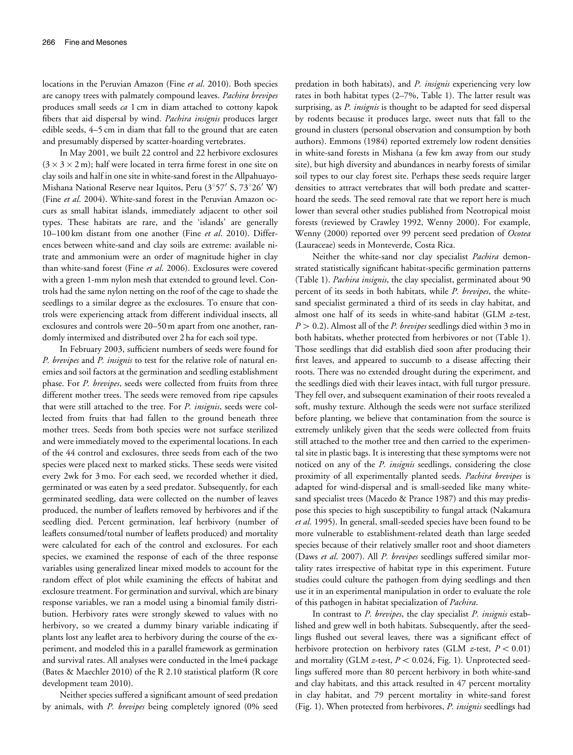locations in the Peruvian Amazon (Fine *et al*. 2010). Both species are canopy trees with palmately compound leaves. *Pachira brevipes* produces small seeds *ca* 1 cm in diam attached to cottony kapok fibers that aid dispersal by wind. *Pachira insignis* produces larger edible seeds, 4–5 cm in diam that fall to the ground that are eaten and presumably dispersed by scatter-hoarding vertebrates.

In May 2001, we built 22 control and 22 herbivore exclosures ($3 \times 3 \times 2$ m); half were located in terra firme forest in one site on clay soils and half in one site in white-sand forest in the Allpahuayo-Mishana National Reserve near Iquitos, Peru (3°57′ S, 73°26′ W) (Fine *et al*. 2004). White-sand forest in the Peruvian Amazon occurs as small habitat islands, immediately adjacent to other soil types. These habitats are rare, and the 'islands' are generally 10–100 km distant from one another (Fine *et al*. 2010). Differences between white-sand and clay soils are extreme: available nitrate and ammonium were an order of magnitude higher in clay than white-sand forest (Fine *et al*. 2006). Exclosures were covered with a green 1-mm nylon mesh that extended to ground level. Controls had the same nylon netting on the roof of the cage to shade the seedlings to a similar degree as the exclosures. To ensure that controls were experiencing attack from different individual insects, all exclosures and controls were 20–50 m apart from one another, randomly intermixed and distributed over 2 ha for each soil type.

In February 2003, sufficient numbers of seeds were found for *P. brevipes* and *P. insignis* to test for the relative role of natural enemies and soil factors at the germination and seedling establishment phase. For *P. brevipes*, seeds were collected from fruits from three different mother trees. The seeds were removed from ripe capsules that were still attached to the tree. For *P. insignis*, seeds were collected from fruits that had fallen to the ground beneath three mother trees. Seeds from both species were not surface sterilized and were immediately moved to the experimental locations. In each of the 44 control and exclosures, three seeds from each of the two species were placed next to marked sticks. These seeds were visited every 2wk for 3 mo. For each seed, we recorded whether it died, germinated or was eaten by a seed predator. Subsequently, for each germinated seedling, data were collected on the number of leaves produced, the number of leaflets removed by herbivores and if the seedling died. Percent germination, leaf herbivory (number of leaflets consumed/total number of leaflets produced) and mortality were calculated for each of the control and exclosures. For each species, we examined the response of each of the three response variables using generalized linear mixed models to account for the random effect of plot while examining the effects of habitat and exclosure treatment. For germination and survival, which are binary response variables, we ran a model using a binomial family distribution. Herbivory rates were strongly skewed to values with no herbivory, so we created a dummy binary variable indicating if plants lost any leaflet area to herbivory during the course of the experiment, and modeled this in a parallel framework as germination and survival rates. All analyses were conducted in the lme4 package (Bates & Maechler 2010) of the R 2.10 statistical platform (R core development team 2010).

Neither species suffered a significant amount of seed predation by animals, with *P. brevipes* being completely ignored (0% seed predation in both habitats), and *P. insignis* experiencing very low rates in both habitat types (2–7%, Table 1). The latter result was surprising, as *P. insignis* is thought to be adapted for seed dispersal by rodents because it produces large, sweet nuts that fall to the ground in clusters (personal observation and consumption by both authors). Emmons (1984) reported extremely low rodent densities in white-sand forests in Mishana (a few km away from our study site), but high diversity and abundances in nearby forests of similar soil types to our clay forest site. Perhaps these seeds require larger densities to attract vertebrates that will both predate and scatter-hoard the seeds. The seed removal rate that we report here is much lower than several other studies published from Neotropical moist forests (reviewed by Crawley 1992, Wenny 2000). For example, Wenny (2000) reported over 99 percent seed predation of *Ocotea* (Lauraceae) seeds in Monteverde, Costa Rica.

Neither the white-sand nor clay specialist *Pachira* demonstrated statistically significant habitat-specific germination patterns (Table 1). *Pachira insignis*, the clay specialist, germinated about 90 percent of its seeds in both habitats, while *P. brevipes*, the white-sand specialist germinated a third of its seeds in clay habitat, and almost one half of its seeds in white-sand habitat (GLM $z$-test, $P > 0.2$). Almost all of the *P. brevipes* seedlings died within 3 mo in both habitats, whether protected from herbivores or not (Table 1). Those seedlings that did establish died soon after producing their first leaves, and appeared to succumb to a disease affecting their roots. There was no extended drought during the experiment, and the seedlings died with their leaves intact, with full turgor pressure. They fell over, and subsequent examination of their roots revealed a soft, mushy texture. Although the seeds were not surface sterilized before planting, we believe that contamination from the source is extremely unlikely given that the seeds were collected from fruits still attached to the mother tree and then carried to the experimental site in plastic bags. It is interesting that these symptoms were not noticed on any of the *P. insignis* seedlings, considering the close proximity of all experimentally planted seeds. *Pachira brevipes* is adapted for wind-dispersal and is small-seeded like many white-sand specialist trees (Macedo & Prance 1987) and this may predispose this species to high susceptibility to fungal attack (Nakamura *et al*. 1995). In general, small-seeded species have been found to be more vulnerable to establishment-related death than large seeded species because of their relatively smaller root and shoot diameters (Daws *et al*. 2007). All *P. brevipes* seedlings suffered similar mortality rates irrespective of habitat type in this experiment. Future studies could culture the pathogen from dying seedlings and then use it in an experimental manipulation in order to evaluate the role of this pathogen in habitat specialization of *Pachira*.

In contrast to *P. brevipes*, the clay specialist *P. insignis* established and grew well in both habitats. Subsequently, after the seedlings flushed out several leaves, there was a significant effect of herbivore protection on herbivory rates (GLM $z$-test, $P < 0.01$) and mortality (GLM $z$-test, $P < 0.024$, Fig. 1). Unprotected seedlings suffered more than 80 percent herbivory in both white-sand and clay habitats, and this attack resulted in 47 percent mortality in clay habitat, and 79 percent mortality in white-sand forest (Fig. 1). When protected from herbivores, *P. insignis* seedlings had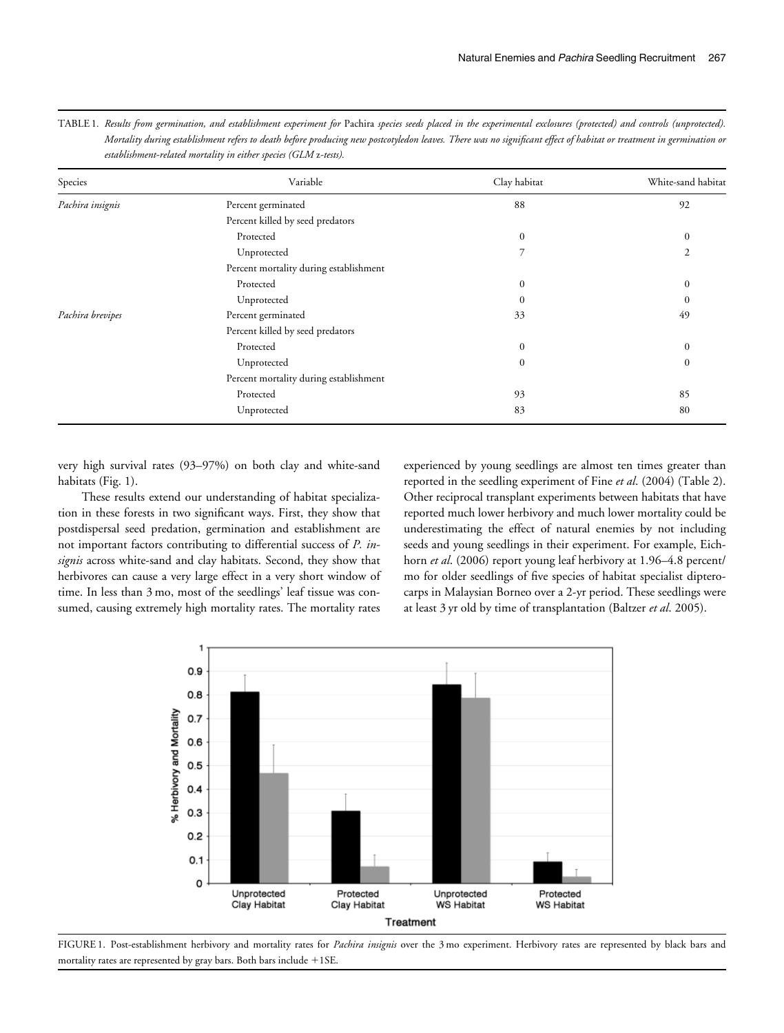TABLE 1. *Results from germination, and establishment experiment for* Pachira *species seeds placed in the experimental exclosures (protected) and controls (unprotected). Mortality during establishment refers to death before producing new postcotyledon leaves. There was no significant effect of habitat or treatment in germination or establishment-related mortality in either species (GLM z-tests).*

| Species | Variable | Clay habitat | White-sand habitat |
|---|---|---|---|
| *Pachira insignis* | Percent germinated | 88 | 92 |
| | Percent killed by seed predators | | |
| | Protected | 0 | 0 |
| | Unprotected | 7 | 2 |
| | Percent mortality during establishment | | |
| | Protected | 0 | 0 |
| | Unprotected | 0 | 0 |
| *Pachira brevipes* | Percent germinated | 33 | 49 |
| | Percent killed by seed predators | | |
| | Protected | 0 | 0 |
| | Unprotected | 0 | 0 |
| | Percent mortality during establishment | | |
| | Protected | 93 | 85 |
| | Unprotected | 83 | 80 |

very high survival rates (93–97%) on both clay and white-sand habitats (Fig. 1).

These results extend our understanding of habitat specialization in these forests in two significant ways. First, they show that postdispersal seed predation, germination and establishment are not important factors contributing to differential success of *P. insignis* across white-sand and clay habitats. Second, they show that herbivores can cause a very large effect in a very short window of time. In less than 3 mo, most of the seedlings' leaf tissue was consumed, causing extremely high mortality rates. The mortality rates experienced by young seedlings are almost ten times greater than reported in the seedling experiment of Fine *et al*. (2004) (Table 2). Other reciprocal transplant experiments between habitats that have reported much lower herbivory and much lower mortality could be underestimating the effect of natural enemies by not including seeds and young seedlings in their experiment. For example, Eichhorn *et al*. (2006) report young leaf herbivory at 1.96–4.8 percent/mo for older seedlings of five species of habitat specialist dipterocarps in Malaysian Borneo over a 2-yr period. These seedlings were at least 3 yr old by time of transplantation (Baltzer *et al*. 2005).

FIGURE 1. Post-establishment herbivory and mortality rates for *Pachira insignis* over the 3 mo experiment. Herbivory rates are represented by black bars and mortality rates are represented by gray bars. Both bars include +1SE.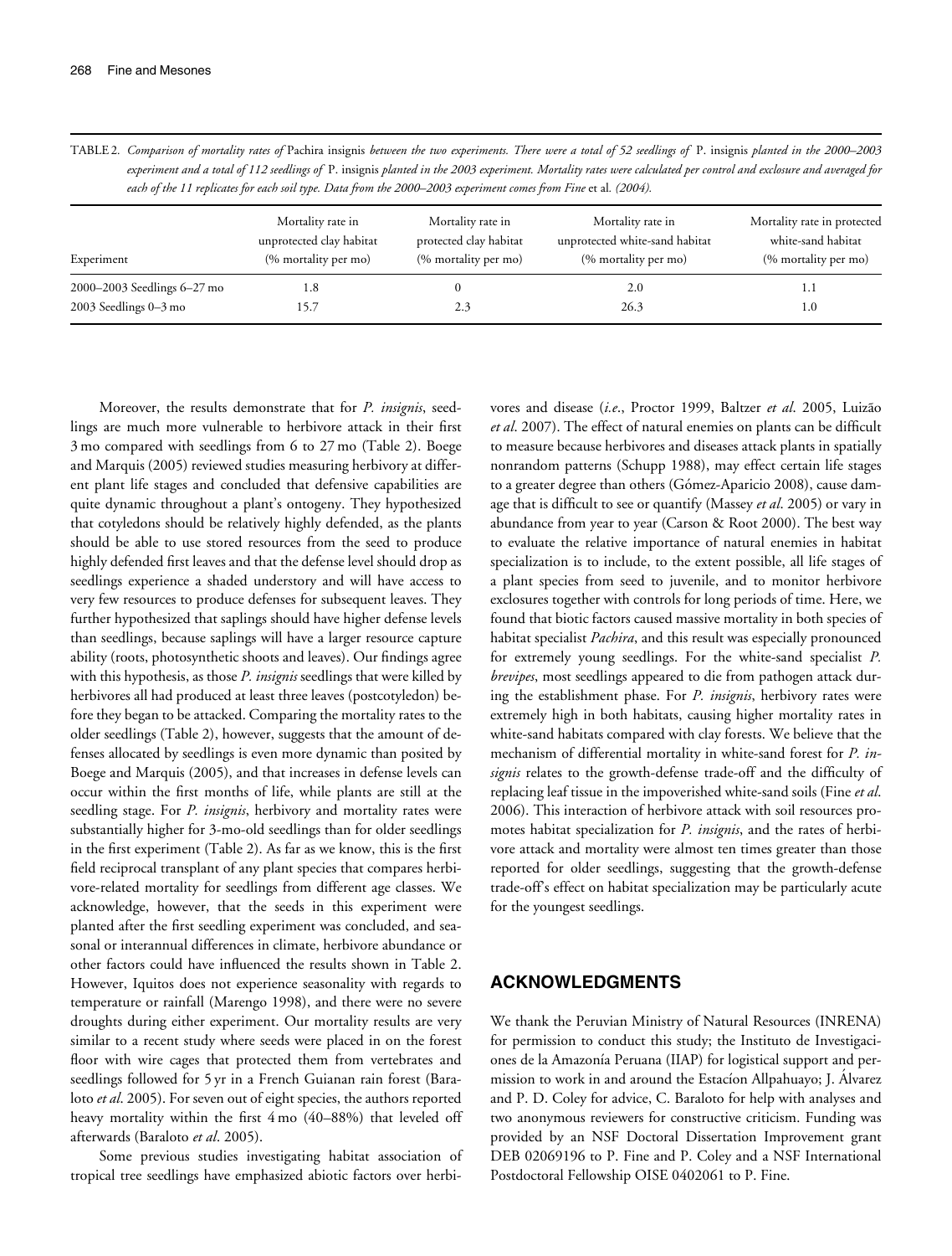TABLE 2. *Comparison of mortality rates of* Pachira insignis *between the two experiments. There were a total of 52 seedlings of* P. insignis *planted in the 2000–2003 experiment and a total of 112 seedlings of* P. insignis *planted in the 2003 experiment. Mortality rates were calculated per control and exclosure and averaged for each of the 11 replicates for each soil type. Data from the 2000–2003 experiment comes from Fine* et al. *(2004).*

| Experiment | Mortality rate in unprotected clay habitat (% mortality per mo) | Mortality rate in protected clay habitat (% mortality per mo) | Mortality rate in unprotected white-sand habitat (% mortality per mo) | Mortality rate in protected white-sand habitat (% mortality per mo) |
|---|---|---|---|---|
| 2000–2003 Seedlings 6–27 mo | 1.8 | 0 | 2.0 | 1.1 |
| 2003 Seedlings 0–3 mo | 15.7 | 2.3 | 26.3 | 1.0 |

Moreover, the results demonstrate that for *P. insignis*, seedlings are much more vulnerable to herbivore attack in their first 3 mo compared with seedlings from 6 to 27 mo (Table 2). Boege and Marquis (2005) reviewed studies measuring herbivory at different plant life stages and concluded that defensive capabilities are quite dynamic throughout a plant's ontogeny. They hypothesized that cotyledons should be relatively highly defended, as the plants should be able to use stored resources from the seed to produce highly defended first leaves and that the defense level should drop as seedlings experience a shaded understory and will have access to very few resources to produce defenses for subsequent leaves. They further hypothesized that saplings should have higher defense levels than seedlings, because saplings will have a larger resource capture ability (roots, photosynthetic shoots and leaves). Our findings agree with this hypothesis, as those *P. insignis* seedlings that were killed by herbivores all had produced at least three leaves (postcotyledon) before they began to be attacked. Comparing the mortality rates to the older seedlings (Table 2), however, suggests that the amount of defenses allocated by seedlings is even more dynamic than posited by Boege and Marquis (2005), and that increases in defense levels can occur within the first months of life, while plants are still at the seedling stage. For *P. insignis*, herbivory and mortality rates were substantially higher for 3-mo-old seedlings than for older seedlings in the first experiment (Table 2). As far as we know, this is the first field reciprocal transplant of any plant species that compares herbivore-related mortality for seedlings from different age classes. We acknowledge, however, that the seeds in this experiment were planted after the first seedling experiment was concluded, and seasonal or interannual differences in climate, herbivore abundance or other factors could have influenced the results shown in Table 2. However, Iquitos does not experience seasonality with regards to temperature or rainfall (Marengo 1998), and there were no severe droughts during either experiment. Our mortality results are very similar to a recent study where seeds were placed in on the forest floor with wire cages that protected them from vertebrates and seedlings followed for 5 yr in a French Guianan rain forest (Baraloto *et al*. 2005). For seven out of eight species, the authors reported heavy mortality within the first 4 mo (40–88%) that leveled off afterwards (Baraloto *et al*. 2005).

Some previous studies investigating habitat association of tropical tree seedlings have emphasized abiotic factors over herbivores and disease (*i.e*., Proctor 1999, Baltzer *et al*. 2005, Luizão *et al*. 2007). The effect of natural enemies on plants can be difficult to measure because herbivores and diseases attack plants in spatially nonrandom patterns (Schupp 1988), may effect certain life stages to a greater degree than others (Gómez-Aparicio 2008), cause damage that is difficult to see or quantify (Massey *et al*. 2005) or vary in abundance from year to year (Carson & Root 2000). The best way to evaluate the relative importance of natural enemies in habitat specialization is to include, to the extent possible, all life stages of a plant species from seed to juvenile, and to monitor herbivore exclosures together with controls for long periods of time. Here, we found that biotic factors caused massive mortality in both species of habitat specialist *Pachira*, and this result was especially pronounced for extremely young seedlings. For the white-sand specialist *P. brevipes*, most seedlings appeared to die from pathogen attack during the establishment phase. For *P. insignis*, herbivory rates were extremely high in both habitats, causing higher mortality rates in white-sand habitats compared with clay forests. We believe that the mechanism of differential mortality in white-sand forest for *P. insignis* relates to the growth-defense trade-off and the difficulty of replacing leaf tissue in the impoverished white-sand soils (Fine *et al*. 2006). This interaction of herbivore attack with soil resources promotes habitat specialization for *P. insignis*, and the rates of herbivore attack and mortality were almost ten times greater than those reported for older seedlings, suggesting that the growth-defense trade-off's effect on habitat specialization may be particularly acute for the youngest seedlings.

## ACKNOWLEDGMENTS

We thank the Peruvian Ministry of Natural Resources (INRENA) for permission to conduct this study; the Instituto de Investigaciones de la Amazonía Peruana (IIAP) for logistical support and permission to work in and around the Estacíon Allpahuayo; J. Álvarez and P. D. Coley for advice, C. Baraloto for help with analyses and two anonymous reviewers for constructive criticism. Funding was provided by an NSF Doctoral Dissertation Improvement grant DEB 02069196 to P. Fine and P. Coley and a NSF International Postdoctoral Fellowship OISE 0402061 to P. Fine.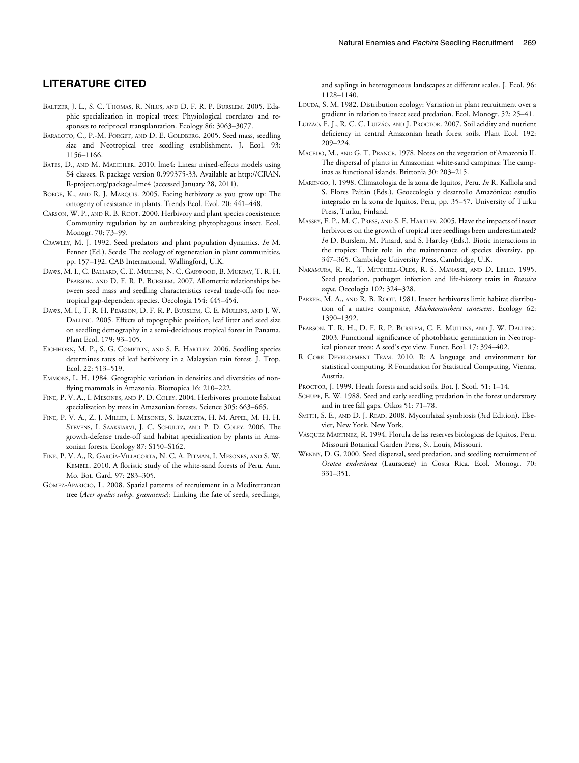## LITERATURE CITED

BALTZER, J. L., S. C. THOMAS, R. NILUS, AND D. F. R. P. BURSLEM. 2005. Edaphic specialization in tropical trees: Physiological correlates and responses to reciprocal transplantation. Ecology 86: 3063–3077.

BARALOTO, C., P.-M. FORGET, AND D. E. GOLDBERG. 2005. Seed mass, seedling size and Neotropical tree seedling establishment. J. Ecol. 93: 1156–1166.

BATES, D., AND M. MAECHLER. 2010. lme4: Linear mixed-effects models using S4 classes. R package version 0.999375-33. Available at http://CRAN.R-project.org/package=lme4 (accessed January 28, 2011).

BOEGE, K., AND R. J. MARQUIS. 2005. Facing herbivory as you grow up: The ontogeny of resistance in plants. Trends Ecol. Evol. 20: 441–448.

CARSON, W. P., AND R. B. ROOT. 2000. Herbivory and plant species coexistence: Community regulation by an outbreaking phytophagous insect. Ecol. Monogr. 70: 73–99.

CRAWLEY, M. J. 1992. Seed predators and plant population dynamics. *In* M. Fenner (Ed.). Seeds: The ecology of regeneration in plant communities, pp. 157–192. CAB International, Wallingford, U.K.

DAWS, M. I., C. BALLARD, C. E. MULLINS, N. C. GARWOOD, B. MURRAY, T. R. H. PEARSON, AND D. F. R. P. BURSLEM. 2007. Allometric relationships between seed mass and seedling characteristics reveal trade-offs for neotropical gap-dependent species. Oecologia 154: 445–454.

DAWS, M. I., T. R. H. PEARSON, D. F. R. P. BURSLEM, C. E. MULLINS, AND J. W. DALLING. 2005. Effects of topographic position, leaf litter and seed size on seedling demography in a semi-deciduous tropical forest in Panama. Plant Ecol. 179: 93–105.

EICHHORN, M. P., S. G. COMPTON, AND S. E. HARTLEY. 2006. Seedling species determines rates of leaf herbivory in a Malaysian rain forest. J. Trop. Ecol. 22: 513–519.

EMMONS, L. H. 1984. Geographic variation in densities and diversities of non-flying mammals in Amazonia. Biotropica 16: 210–222.

FINE, P. V. A., I. MESONES, AND P. D. COLEY. 2004. Herbivores promote habitat specialization by trees in Amazonian forests. Science 305: 663–665.

FINE, P. V. A., Z. J. MILLER, I. MESONES, S. IRAZUZTA, H. M. APPEL, M. H. H. STEVENS, I. SAAKSJARVI, J. C. SCHULTZ, AND P. D. COLEY. 2006. The growth-defense trade-off and habitat specialization by plants in Amazonian forests. Ecology 87: S150–S162.

FINE, P. V. A., R. GARCÍA-VILLACORTA, N. C. A. PITMAN, I. MESONES, AND S. W. KEMBEL. 2010. A floristic study of the white-sand forests of Peru. Ann. Mo. Bot. Gard. 97: 283–305.

GÓMEZ-APARICIO, L. 2008. Spatial patterns of recruitment in a Mediterranean tree (*Acer opalus subsp. granatense*): Linking the fate of seeds, seedlings, and saplings in heterogeneous landscapes at different scales. J. Ecol. 96: 1128–1140.

LOUDA, S. M. 1982. Distribution ecology: Variation in plant recruitment over a gradient in relation to insect seed predation. Ecol. Monogr. 52: 25–41.

LUIZÃO, F. J., R. C. C. LUIZÃO, AND J. PROCTOR. 2007. Soil acidity and nutrient deficiency in central Amazonian heath forest soils. Plant Ecol. 192: 209–224.

MACEDO, M., AND G. T. PRANCE. 1978. Notes on the vegetation of Amazonia II. The dispersal of plants in Amazonian white-sand campinas: The campinas as functional islands. Brittonia 30: 203–215.

MARENGO, J. 1998. Climatologia de la zona de Iquitos, Peru. *In* R. Kalliola and S. Flores Paitán (Eds.). Geoecología y desarrollo Amazónico: estudio integrado en la zona de Iquitos, Peru, pp. 35–57. University of Turku Press, Turku, Finland.

MASSEY, F. P., M. C. PRESS, AND S. E. HARTLEY. 2005. Have the impacts of insect herbivores on the growth of tropical tree seedlings been underestimated? *In* D. Burslem, M. Pinard, and S. Hartley (Eds.). Biotic interactions in the tropics: Their role in the maintenance of species diversity, pp. 347–365. Cambridge University Press, Cambridge, U.K.

NAKAMURA, R. R., T. MITCHELL-OLDS, R. S. MANASSE, AND D. LELLO. 1995. Seed predation, pathogen infection and life-history traits in *Brassica rapa*. Oecologia 102: 324–328.

PARKER, M. A., AND R. B. ROOT. 1981. Insect herbivores limit habitat distribution of a native composite, *Machaeranthera canescens*. Ecology 62: 1390–1392.

PEARSON, T. R. H., D. F. R. P. BURSLEM, C. E. MULLINS, AND J. W. DALLING. 2003. Functional significance of photoblastic germination in Neotropical pioneer trees: A seed's eye view. Funct. Ecol. 17: 394–402.

R CORE DEVELOPMENT TEAM. 2010. R: A language and environment for statistical computing. R Foundation for Statistical Computing, Vienna, Austria.

PROCTOR, J. 1999. Heath forests and acid soils. Bot. J. Scotl. 51: 1–14.

SCHUPP, E. W. 1988. Seed and early seedling predation in the forest understory and in tree fall gaps. Oikos 51: 71–78.

SMITH, S. E., AND D. J. READ. 2008. Mycorrhizal symbiosis (3rd Edition). Elsevier, New York, New York.

VÁSQUEZ MARTINEZ, R. 1994. Florula de las reserves biologicas de Iquitos, Peru. Missouri Botanical Garden Press, St. Louis, Missouri.

WENNY, D. G. 2000. Seed dispersal, seed predation, and seedling recruitment of *Ocotea endresiana* (Lauraceae) in Costa Rica. Ecol. Monogr. 70: 331–351.